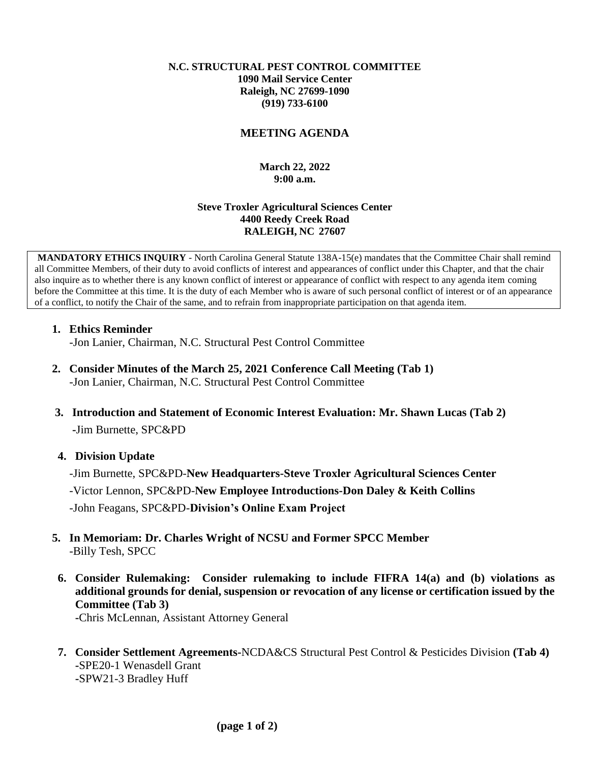**N.C. STRUCTURAL PEST CONTROL COMMITTEE**
**1090 Mail Service Center**
**Raleigh, NC 27699-1090**
**(919) 733-6100**

# MEETING AGENDA

**March 22, 2022**
**9:00 a.m.**

**Steve Troxler Agricultural Sciences Center**
**4400 Reedy Creek Road**
**RALEIGH, NC 27607**

**MANDATORY ETHICS INQUIRY** - North Carolina General Statute 138A-15(e) mandates that the Committee Chair shall remind all Committee Members, of their duty to avoid conflicts of interest and appearances of conflict under this Chapter, and that the chair also inquire as to whether there is any known conflict of interest or appearance of conflict with respect to any agenda item coming before the Committee at this time. It is the duty of each Member who is aware of such personal conflict of interest or of an appearance of a conflict, to notify the Chair of the same, and to refrain from inappropriate participation on that agenda item.

1. **Ethics Reminder**
   -Jon Lanier, Chairman, N.C. Structural Pest Control Committee

2. **Consider Minutes of the March 25, 2021 Conference Call Meeting (Tab 1)**
   -Jon Lanier, Chairman, N.C. Structural Pest Control Committee

3. **Introduction and Statement of Economic Interest Evaluation: Mr. Shawn Lucas (Tab 2)**
   -Jim Burnette, SPC&PD

4. **Division Update**
   -Jim Burnette, SPC&PD-**New Headquarters-Steve Troxler Agricultural Sciences Center**
   -Victor Lennon, SPC&PD-**New Employee Introductions-Don Daley & Keith Collins**
   -John Feagans, SPC&PD-**Division's Online Exam Project**

5. **In Memoriam: Dr. Charles Wright of NCSU and Former SPCC Member**
   -Billy Tesh, SPCC

6. **Consider Rulemaking: Consider rulemaking to include FIFRA 14(a) and (b) violations as additional grounds for denial, suspension or revocation of any license or certification issued by the Committee (Tab 3)**
   -Chris McLennan, Assistant Attorney General

7. **Consider Settlement Agreements-**NCDA&CS Structural Pest Control & Pesticides Division **(Tab 4)**
   -SPE20-1 Wenasdell Grant
   -SPW21-3 Bradley Huff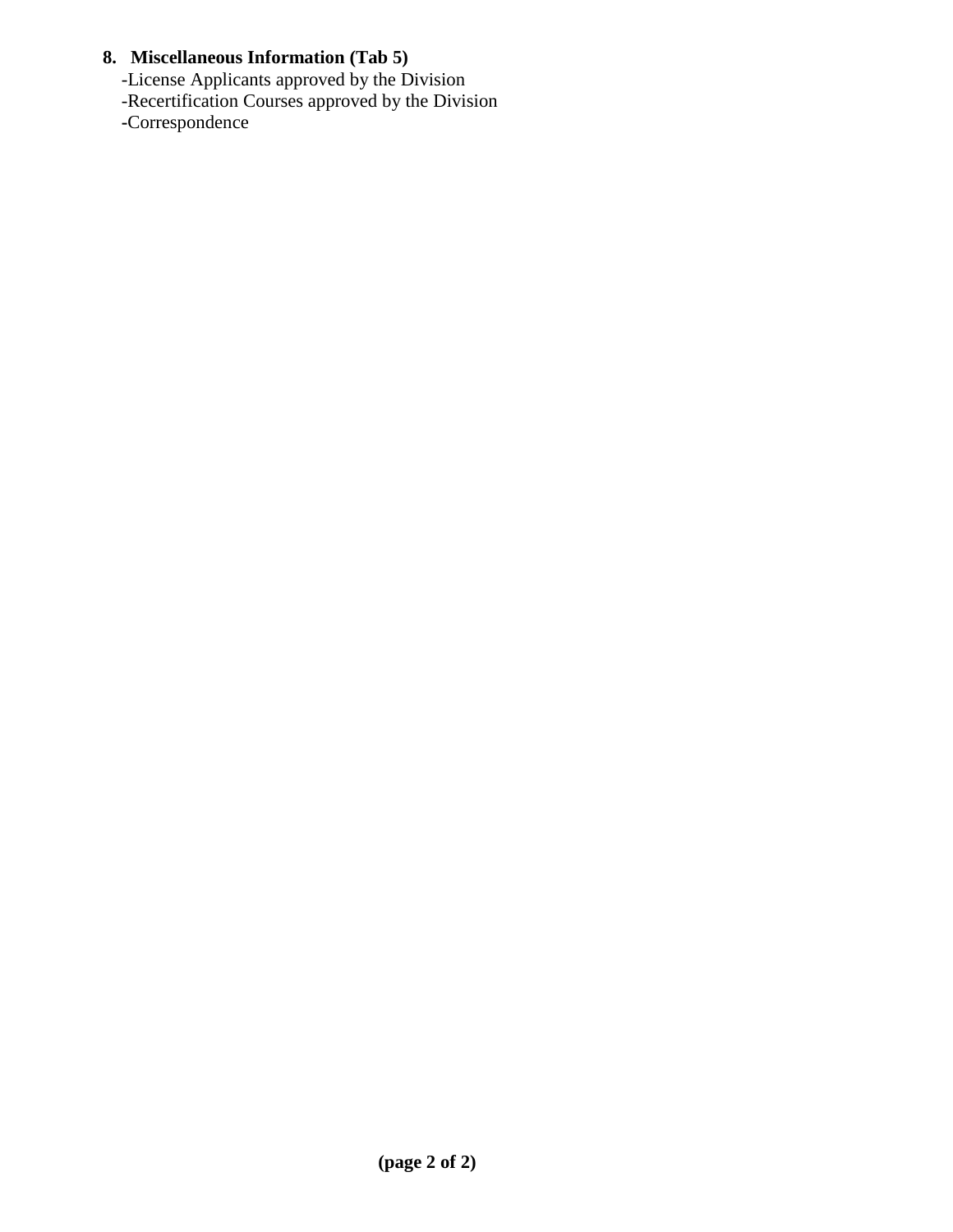**8. Miscellaneous Information (Tab 5)**

-License Applicants approved by the Division
-Recertification Courses approved by the Division
-Correspondence